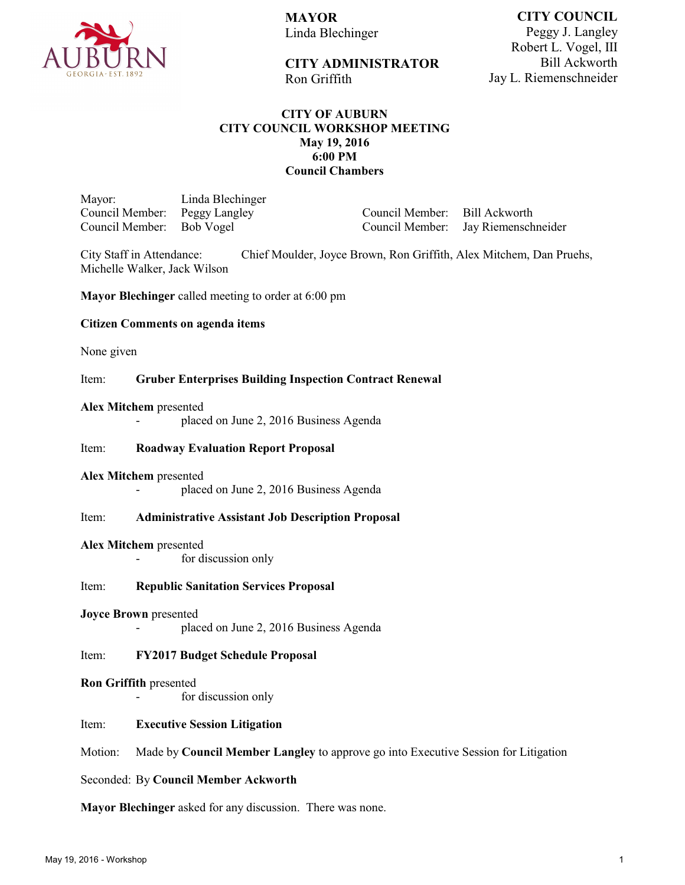AUBURN
GEORGIA · EST. 1892

**MAYOR**
Linda Blechinger

**CITY ADMINISTRATOR**
Ron Griffith

**CITY COUNCIL**
Peggy J. Langley
Robert L. Vogel, III
Bill Ackworth
Jay L. Riemenschneider

# CITY OF AUBURN
## CITY COUNCIL WORKSHOP MEETING
**May 19, 2016**
**6:00 PM**
**Council Chambers**

| | | | |
|---|---|---|---|
| Mayor: | Linda Blechinger | | |
| Council Member: | Peggy Langley | Council Member: | Bill Ackworth |
| Council Member: | Bob Vogel | Council Member: | Jay Riemenschneider |

City Staff in Attendance: Chief Moulder, Joyce Brown, Ron Griffith, Alex Mitchem, Dan Pruehs, Michelle Walker, Jack Wilson

**Mayor Blechinger** called meeting to order at 6:00 pm

**Citizen Comments on agenda items**

None given

Item: **Gruber Enterprises Building Inspection Contract Renewal**

**Alex Mitchem** presented
- placed on June 2, 2016 Business Agenda

Item: **Roadway Evaluation Report Proposal**

**Alex Mitchem** presented
- placed on June 2, 2016 Business Agenda

Item: **Administrative Assistant Job Description Proposal**

**Alex Mitchem** presented
- for discussion only

Item: **Republic Sanitation Services Proposal**

**Joyce Brown** presented
- placed on June 2, 2016 Business Agenda

Item: **FY2017 Budget Schedule Proposal**

**Ron Griffith** presented
- for discussion only

Item: **Executive Session Litigation**

Motion: Made by **Council Member Langley** to approve go into Executive Session for Litigation

Seconded: By **Council Member Ackworth**

**Mayor Blechinger** asked for any discussion. There was none.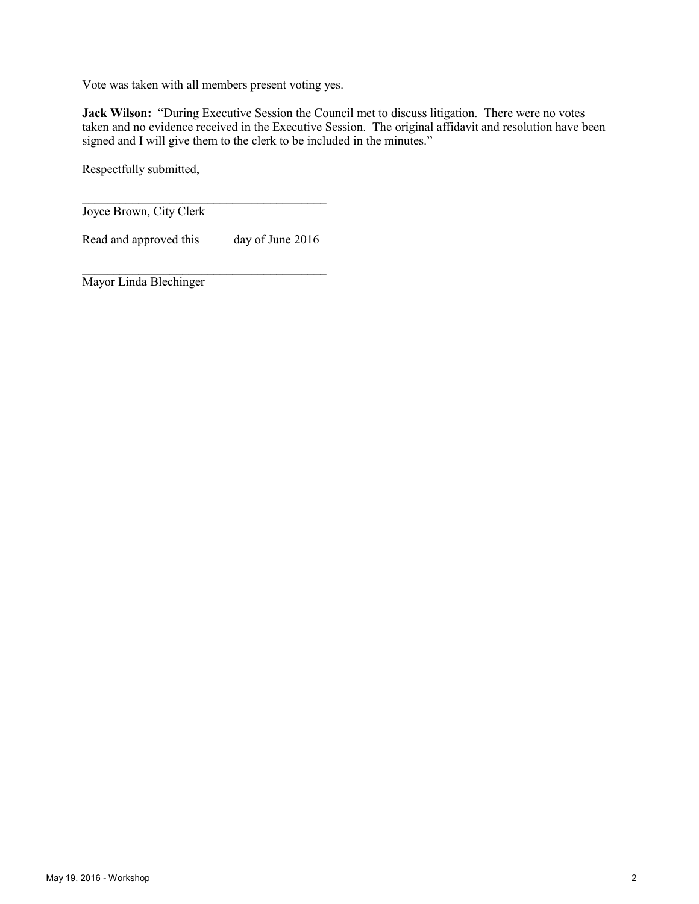Vote was taken with all members present voting yes.

**Jack Wilson:** "During Executive Session the Council met to discuss litigation. There were no votes taken and no evidence received in the Executive Session. The original affidavit and resolution have been signed and I will give them to the clerk to be included in the minutes."

Respectfully submitted,

\_\_\_\_\_\_\_\_\_\_\_\_\_\_\_\_\_\_\_\_\_\_\_\_\_\_\_\_\_\_\_\_\_\_\_\_\_\_\_\_
Joyce Brown, City Clerk

Read and approved this \_\_\_\_\_ day of June 2016

\_\_\_\_\_\_\_\_\_\_\_\_\_\_\_\_\_\_\_\_\_\_\_\_\_\_\_\_\_\_\_\_\_\_\_\_\_\_\_\_
Mayor Linda Blechinger